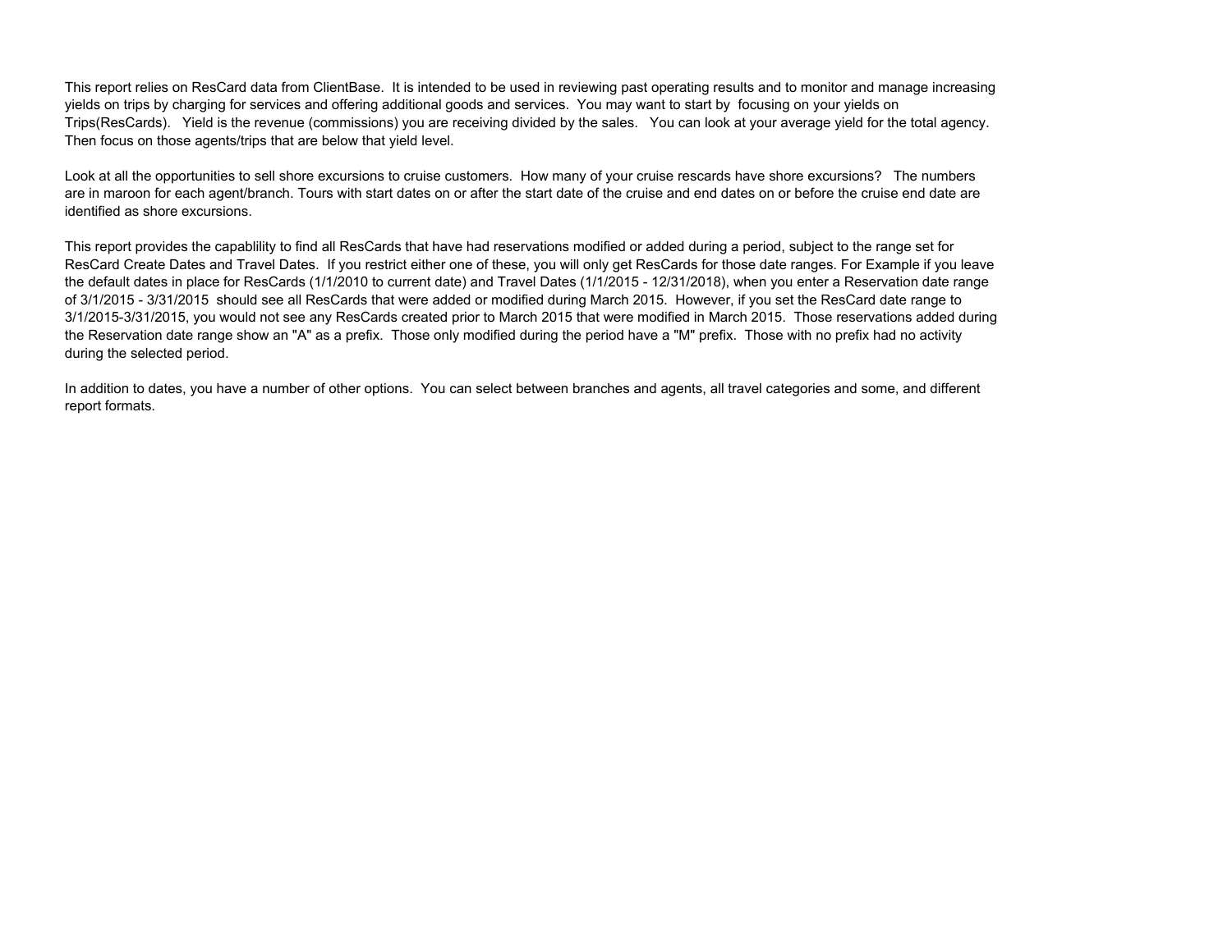This report relies on ResCard data from ClientBase. It is intended to be used in reviewing past operating results and to monitor and manage increasing yields on trips by charging for services and offering additional goods and services. You may want to start by focusing on your yields on Trips(ResCards). Yield is the revenue (commissions) you are receiving divided by the sales. You can look at your average yield for the total agency. Then focus on those agents/trips that are below that yield level.

Look at all the opportunities to sell shore excursions to cruise customers. How many of your cruise rescards have shore excursions? The numbers are in maroon for each agent/branch. Tours with start dates on or after the start date of the cruise and end dates on or before the cruise end date are identified as shore excursions.

This report provides the capablility to find all ResCards that have had reservations modified or added during a period, subject to the range set for ResCard Create Dates and Travel Dates. If you restrict either one of these, you will only get ResCards for those date ranges. For Example if you leave the default dates in place for ResCards (1/1/2010 to current date) and Travel Dates (1/1/2015 - 12/31/2018), when you enter a Reservation date range of 3/1/2015 - 3/31/2015 should see all ResCards that were added or modified during March 2015. However, if you set the ResCard date range to 3/1/2015-3/31/2015, you would not see any ResCards created prior to March 2015 that were modified in March 2015. Those reservations added during the Reservation date range show an "A" as a prefix. Those only modified during the period have a "M" prefix. Those with no prefix had no activity during the selected period.

In addition to dates, you have a number of other options. You can select between branches and agents, all travel categories and some, and different report formats.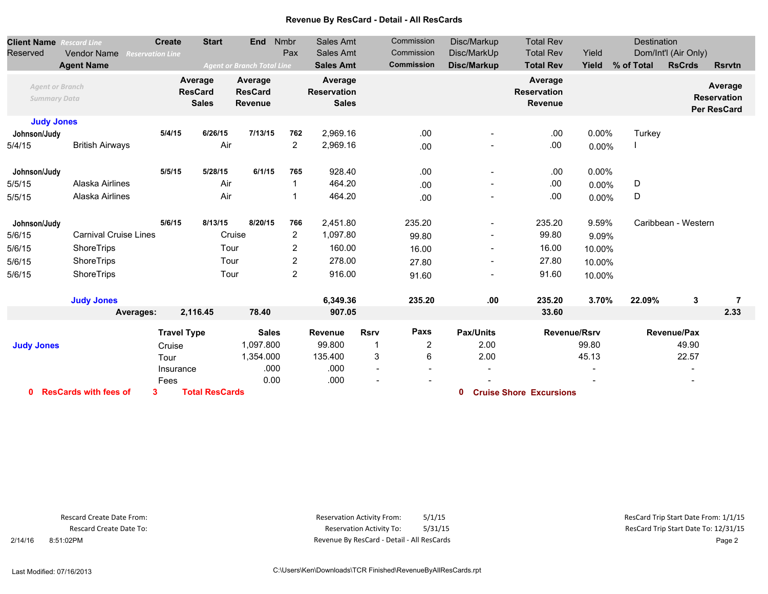# Revenue By ResCard - Detail - All ResCards

| Client Name *Rescard Line* / Reserved | Vendor Name *Reservation Line* / Agent Name | Create | Start | End | Nmbr Pax | Sales Amt | Commission | Disc/Markup | Total Rev | Yield | Destination / Dom/Int'l (Air Only) / % of Total | RsCrds | Rsrvtn |
|---|---|---|---|---|---|---|---|---|---|---|---|---|---|
| *Agent or Branch Summary Data* | | Average ResCard Sales | Average ResCard Revenue | | | Average Reservation Sales | | | Average Reservation Revenue | | | | Average Reservation Per ResCard |
| **Judy Jones** | | | | | | | | | | | | | |
| **Johnson/Judy** | | 5/4/15 | 6/26/15 | 7/13/15 | 762 | 2,969.16 | .00 | - | .00 | 0.00% | Turkey | | |
| 5/4/15 | British Airways | | Air | | 2 | 2,969.16 | .00 | - | .00 | 0.00% | I | | |
| **Johnson/Judy** | | 5/5/15 | 5/28/15 | 6/1/15 | 765 | 928.40 | .00 | - | .00 | 0.00% | | | |
| 5/5/15 | Alaska Airlines | | Air | | 1 | 464.20 | .00 | - | .00 | 0.00% | D | | |
| 5/5/15 | Alaska Airlines | | Air | | 1 | 464.20 | .00 | - | .00 | 0.00% | D | | |
| **Johnson/Judy** | | 5/6/15 | 8/13/15 | 8/20/15 | 766 | 2,451.80 | 235.20 | - | 235.20 | 9.59% | Caribbean - Western | | |
| 5/6/15 | Carnival Cruise Lines | | Cruise | | 2 | 1,097.80 | 99.80 | - | 99.80 | 9.09% | | | |
| 5/6/15 | ShoreTrips | | Tour | | 2 | 160.00 | 16.00 | - | 16.00 | 10.00% | | | |
| 5/6/15 | ShoreTrips | | Tour | | 2 | 278.00 | 27.80 | - | 27.80 | 10.00% | | | |
| 5/6/15 | ShoreTrips | | Tour | | 2 | 916.00 | 91.60 | - | 91.60 | 10.00% | | | |
| | **Judy Jones** | | | | | **6,349.36** | **235.20** | **.00** | **235.20** | **3.70%** | **22.09%** | **3** | **7** |
| | **Averages:** | **2,116.45** | **78.40** | | | **907.05** | | | **33.60** | | | | **2.33** |

| | Travel Type | Sales | Revenue | Rsrv | Paxs | Pax/Units | Revenue/Rsrv | Revenue/Pax |
|---|---|---|---|---|---|---|---|---|
| **Judy Jones** | Cruise | 1,097.800 | 99.800 | 1 | 2 | 2.00 | 99.80 | 49.90 |
| | Tour | 1,354.000 | 135.400 | 3 | 6 | 2.00 | 45.13 | 22.57 |
| | Insurance | .000 | .000 | - | - | - | - | - |
| | Fees | 0.00 | .000 | - | - | - | - | - |

**0 ResCards with fees of 3 Total ResCards**

**0 Cruise Shore Excursions**

Rescard Create Date From:
Rescard Create Date To:

Reservation Activity From: 5/1/15
Reservation Activity To: 5/31/15
Revenue By ResCard - Detail - All ResCards

ResCard Trip Start Date From: 1/1/15
ResCard Trip Start Date To: 12/31/15

2/14/16 8:51:02PM

Last Modified: 07/16/2013

C:\Users\Ken\Downloads\TCR Finished\RevenueByAllResCards.rpt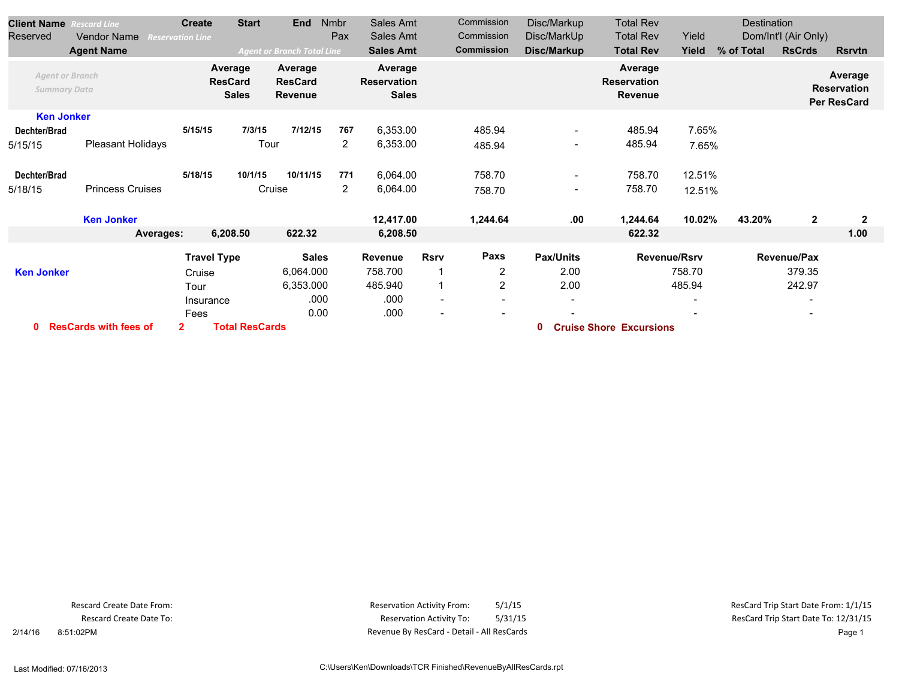| Client Name *Rescard Line* | | Create | Start | End | Nmbr | Sales Amt | Commission | Disc/Markup | Total Rev | | Destination | | |
|---|---|---|---|---|---|---|---|---|---|---|---|---|---|
| Reserved | Vendor Name *Reservation Line* | | | | Pax | Sales Amt | Commission | Disc/MarkUp | Total Rev | Yield | Dom/Int'l (Air Only) | | |
| | **Agent Name** | | *Agent or Branch Total Line* | | | **Sales Amt** | **Commission** | **Disc/Markup** | **Total Rev** | **Yield** | **% of Total** | **RsCrds** | **Rsrvtn** |
| *Agent or Branch Summary Data* | | **Average ResCard Sales** | **Average ResCard Revenue** | | | **Average Reservation Sales** | | | **Average Reservation Revenue** | | | | **Average Reservation Per ResCard** |
| **Ken Jonker** | | | | | | | | | | | | | |
| **Dechter/Brad** | | **5/15/15** | **7/3/15** | **7/12/15** | **767** | 6,353.00 | 485.94 | - | 485.94 | 7.65% | | | |
| 5/15/15 | Pleasant Holidays | | Tour | | 2 | 6,353.00 | 485.94 | - | 485.94 | 7.65% | | | |
| **Dechter/Brad** | | **5/18/15** | **10/1/15** | **10/11/15** | **771** | 6,064.00 | 758.70 | - | 758.70 | 12.51% | | | |
| 5/18/15 | Princess Cruises | | Cruise | | 2 | 6,064.00 | 758.70 | - | 758.70 | 12.51% | | | |
| | **Ken Jonker** | | | | | **12,417.00** | **1,244.64** | **.00** | **1,244.64** | **10.02%** | **43.20%** | **2** | **2** |
| | **Averages:** | **6,208.50** | **622.32** | | | **6,208.50** | | | **622.32** | | | | **1.00** |

| | Travel Type | Sales | Revenue | Rsrv | Paxs | Pax/Units | Revenue/Rsrv | Revenue/Pax |
|---|---|---|---|---|---|---|---|---|
| **Ken Jonker** | Cruise | 6,064.000 | 758.700 | 1 | 2 | 2.00 | 758.70 | 379.35 |
| | Tour | 6,353.000 | 485.940 | 1 | 2 | 2.00 | 485.94 | 242.97 |
| | Insurance | .000 | .000 | - | - | - | - | - |
| | Fees | 0.00 | .000 | - | - | - | - | - |

**0 ResCards with fees of 2 Total ResCards** **0 Cruise Shore Excursions**

Rescard Create Date From:
Rescard Create Date To:

Reservation Activity From: 5/1/15
Reservation Activity To: 5/31/15
Revenue By ResCard - Detail - All ResCards

ResCard Trip Start Date From: 1/1/15
ResCard Trip Start Date To: 12/31/15

2/14/16 8:51:02PM

Last Modified: 07/16/2013

C:\Users\Ken\Downloads\TCR Finished\RevenueByAllResCards.rpt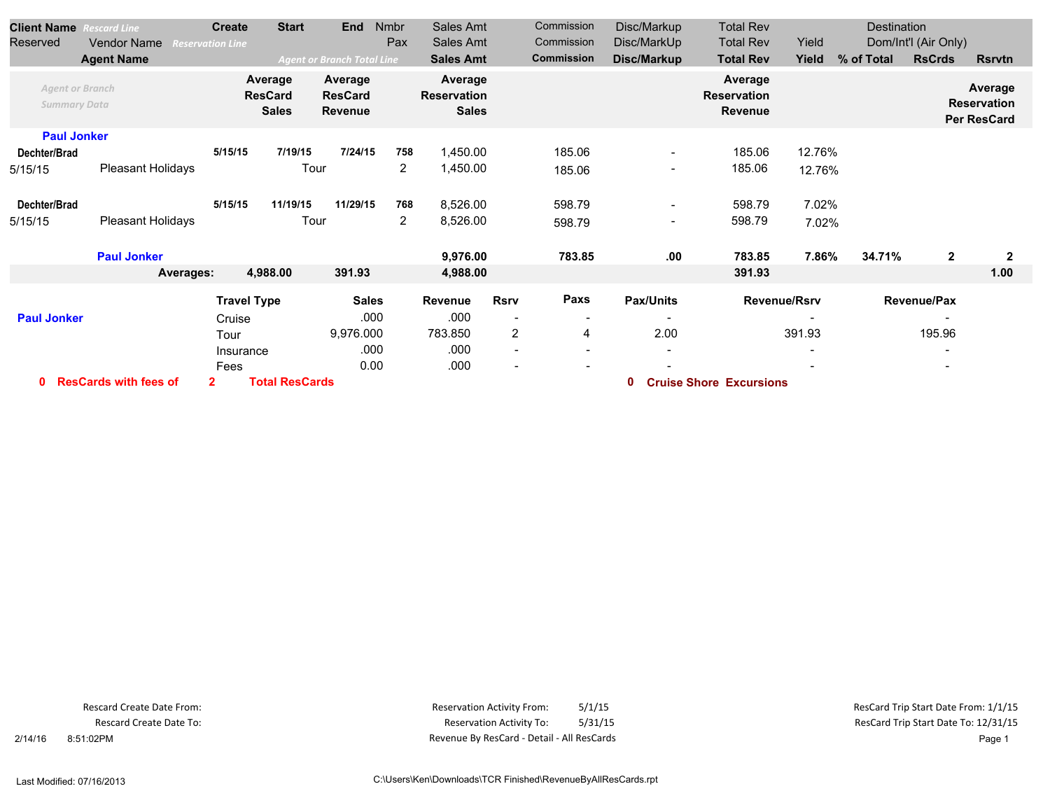| Client Name *Rescard Line* | Create | Start | End | Nmbr | Sales Amt | Commission | Disc/Markup | Total Rev | | Destination | | |
|---|---|---|---|---|---|---|---|---|---|---|---|---|
| Reserved / Vendor Name *Reservation Line* | | | | Pax | Sales Amt | Commission | Disc/MarkUp | Total Rev | Yield | Dom/Int'l (Air Only) | | |
| Agent Name | | *Agent or Branch Total Line* | | | Sales Amt | Commission | Disc/Markup | Total Rev | Yield | % of Total | RsCrds | Rsrvtn |
| *Agent or Branch Summary Data* | Average ResCard Sales | Average ResCard Revenue | | | Average Reservation Sales | | | Average Reservation Revenue | | | | Average Reservation Per ResCard |
| **Paul Jonker** | | | | | | | | | | | | |
| Dechter/Brad | 5/15/15 | 7/19/15 | 7/24/15 | 758 | 1,450.00 | 185.06 | - | 185.06 | 12.76% | | | |
| 5/15/15 Pleasant Holidays | | Tour | | 2 | 1,450.00 | 185.06 | - | 185.06 | 12.76% | | | |
| Dechter/Brad | 5/15/15 | 11/19/15 | 11/29/15 | 768 | 8,526.00 | 598.79 | - | 598.79 | 7.02% | | | |
| 5/15/15 Pleasant Holidays | | Tour | | 2 | 8,526.00 | 598.79 | - | 598.79 | 7.02% | | | |
| **Paul Jonker** | | | | | **9,976.00** | **783.85** | **.00** | **783.85** | **7.86%** | **34.71%** | **2** | **2** |
| **Averages:** | **4,988.00** | **391.93** | | | **4,988.00** | | | **391.93** | | | | **1.00** |

| | Travel Type | Sales | Revenue | Rsrv | Paxs | Pax/Units | Revenue/Rsrv | Revenue/Pax |
|---|---|---|---|---|---|---|---|---|
| **Paul Jonker** | Cruise | .000 | .000 | - | - | - | - | - |
| | Tour | 9,976.000 | 783.850 | 2 | 4 | 2.00 | 391.93 | 195.96 |
| | Insurance | .000 | .000 | - | - | - | - | - |
| | Fees | 0.00 | .000 | - | - | - | - | - |

**0 ResCards with fees of 2 Total ResCards** **0 Cruise Shore Excursions**

Rescard Create Date From:
Rescard Create Date To:

Reservation Activity From: 5/1/15
Reservation Activity To: 5/31/15
Revenue By ResCard - Detail - All ResCards

ResCard Trip Start Date From: 1/1/15
ResCard Trip Start Date To: 12/31/15

2/14/16 8:51:02PM

Last Modified: 07/16/2013

C:\Users\Ken\Downloads\TCR Finished\RevenueByAllResCards.rpt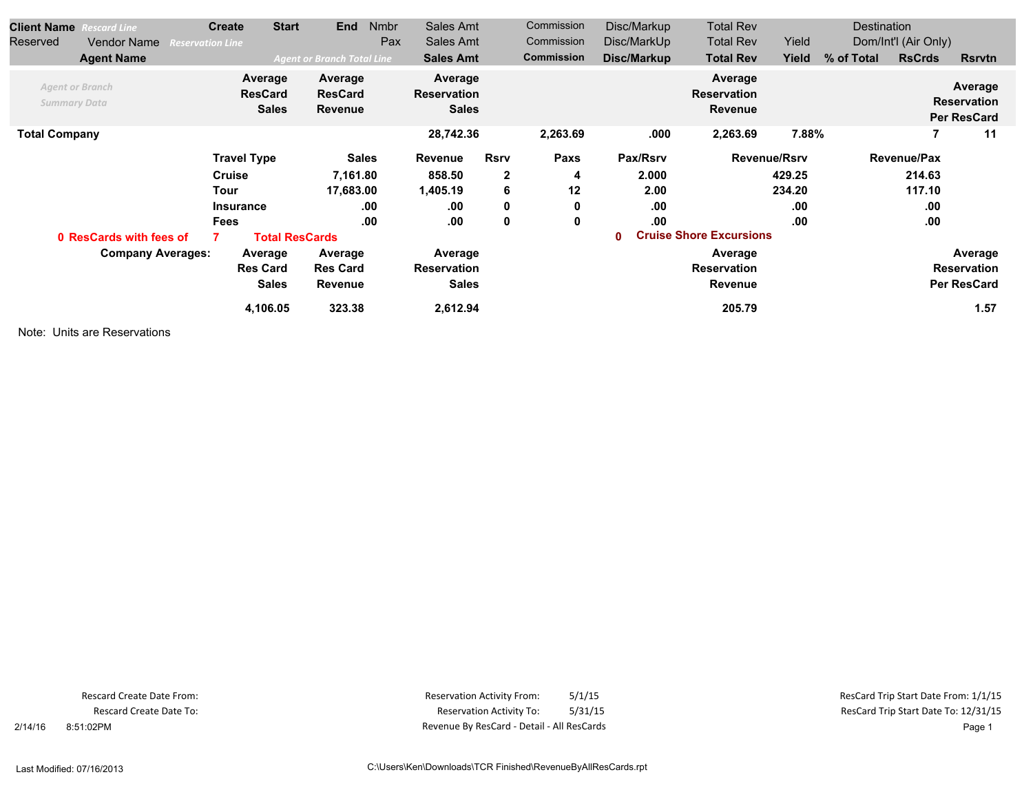| Client Name *Rescard Line* | Create | Start | End | Nmbr | Sales Amt | Commission | Disc/Markup | Total Rev | | Destination | | |
|---|---|---|---|---|---|---|---|---|---|---|---|---|
| Reserved / Vendor Name *Reservation Line* | | | | Pax | Sales Amt | Commission | Disc/MarkUp | Total Rev | Yield | Dom/Int'l (Air Only) | | |
| Agent Name | | | *Agent or Branch Total Line* | | Sales Amt | Commission | Disc/Markup | Total Rev | Yield | % of Total | RsCrds | Rsrvtn |
| *Agent or Branch Summary Data* | Average ResCard Sales | Average ResCard Revenue | | | Average Reservation Sales | | | Average Reservation Revenue | | | | Average Reservation Per ResCard |
| **Total Company** | | | | | 28,742.36 | 2,263.69 | .000 | 2,263.69 | 7.88% | | 7 | 11 |

| Travel Type | Sales | Revenue | Rsrv | Paxs | Pax/Rsrv | Revenue/Rsrv | Revenue/Pax |
|---|---|---|---|---|---|---|---|
| Cruise | 7,161.80 | 858.50 | 2 | 4 | 2.000 | 429.25 | 214.63 |
| Tour | 17,683.00 | 1,405.19 | 6 | 12 | 2.00 | 234.20 | 117.10 |
| Insurance | .00 | .00 | 0 | 0 | .00 | .00 | .00 |
| Fees | .00 | .00 | 0 | 0 | .00 | .00 | .00 |

0 ResCards with fees of    7 Total ResCards    0 Cruise Shore Excursions

| Company Averages: | Average Res Card Sales | Average Res Card Revenue | Average Reservation Sales | Average Reservation Revenue | Average Reservation Per ResCard |
|---|---|---|---|---|---|
| | 4,106.05 | 323.38 | 2,612.94 | 205.79 | 1.57 |

Note: Units are Reservations

Rescard Create Date From:
Rescard Create Date To:

Reservation Activity From: 5/1/15
Reservation Activity To: 5/31/15
Revenue By ResCard - Detail - All ResCards

ResCard Trip Start Date From: 1/1/15
ResCard Trip Start Date To: 12/31/15

2/14/16 8:51:02PM

Last Modified: 07/16/2013

C:\Users\Ken\Downloads\TCR Finished\RevenueByAllResCards.rpt